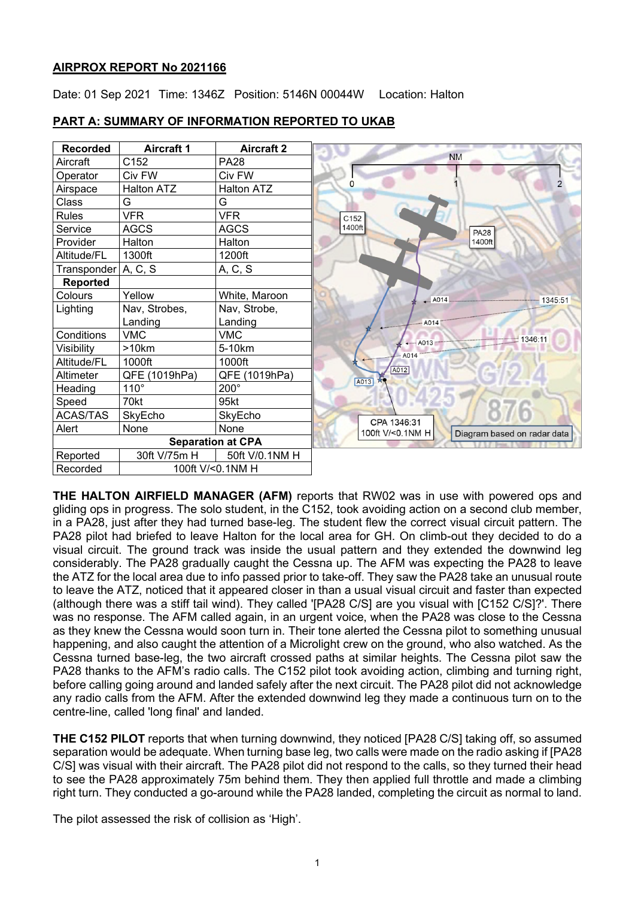**AIRPROX REPORT No 2021166**

Date: 01 Sep 2021 Time: 1346Z Position: 5146N 00044W Location: Halton

## PART A: SUMMARY OF INFORMATION REPORTED TO UKAB

| Recorded | Aircraft 1 | Aircraft 2 |
|---|---|---|
| Aircraft | C152 | PA28 |
| Operator | Civ FW | Civ FW |
| Airspace | Halton ATZ | Halton ATZ |
| Class | G | G |
| Rules | VFR | VFR |
| Service | AGCS | AGCS |
| Provider | Halton | Halton |
| Altitude/FL | 1300ft | 1200ft |
| Transponder | A, C, S | A, C, S |
| **Reported** | | |
| Colours | Yellow | White, Maroon |
| Lighting | Nav, Strobes, Landing | Nav, Strobe, Landing |
| Conditions | VMC | VMC |
| Visibility | >10km | 5-10km |
| Altitude/FL | 1000ft | 1000ft |
| Altimeter | QFE (1019hPa) | QFE (1019hPa) |
| Heading | 110° | 200° |
| Speed | 70kt | 95kt |
| ACAS/TAS | SkyEcho | SkyEcho |
| Alert | None | None |
| **Separation at CPA** | | |
| Reported | 30ft V/75m H | 50ft V/0.1NM H |
| Recorded | 100ft V/<0.1NM H | |

NM
0
1
2
C152
1400ft
PA28
1400ft
A014
1345:51
A014
A013
1346:11
A014
A012
A013
CPA 1346:31
100ft V/<0.1NM H
Diagram based on radar data

**THE HALTON AIRFIELD MANAGER (AFM)** reports that RW02 was in use with powered ops and gliding ops in progress. The solo student, in the C152, took avoiding action on a second club member, in a PA28, just after they had turned base-leg. The student flew the correct visual circuit pattern. The PA28 pilot had briefed to leave Halton for the local area for GH. On climb-out they decided to do a visual circuit. The ground track was inside the usual pattern and they extended the downwind leg considerably. The PA28 gradually caught the Cessna up. The AFM was expecting the PA28 to leave the ATZ for the local area due to info passed prior to take-off. They saw the PA28 take an unusual route to leave the ATZ, noticed that it appeared closer in than a usual visual circuit and faster than expected (although there was a stiff tail wind). They called '[PA28 C/S] are you visual with [C152 C/S]?'. There was no response. The AFM called again, in an urgent voice, when the PA28 was close to the Cessna as they knew the Cessna would soon turn in. Their tone alerted the Cessna pilot to something unusual happening, and also caught the attention of a Microlight crew on the ground, who also watched. As the Cessna turned base-leg, the two aircraft crossed paths at similar heights. The Cessna pilot saw the PA28 thanks to the AFM's radio calls. The C152 pilot took avoiding action, climbing and turning right, before calling going around and landed safely after the next circuit. The PA28 pilot did not acknowledge any radio calls from the AFM. After the extended downwind leg they made a continuous turn on to the centre-line, called 'long final' and landed.

**THE C152 PILOT** reports that when turning downwind, they noticed [PA28 C/S] taking off, so assumed separation would be adequate. When turning base leg, two calls were made on the radio asking if [PA28 C/S] was visual with their aircraft. The PA28 pilot did not respond to the calls, so they turned their head to see the PA28 approximately 75m behind them. They then applied full throttle and made a climbing right turn. They conducted a go-around while the PA28 landed, completing the circuit as normal to land.

The pilot assessed the risk of collision as 'High'.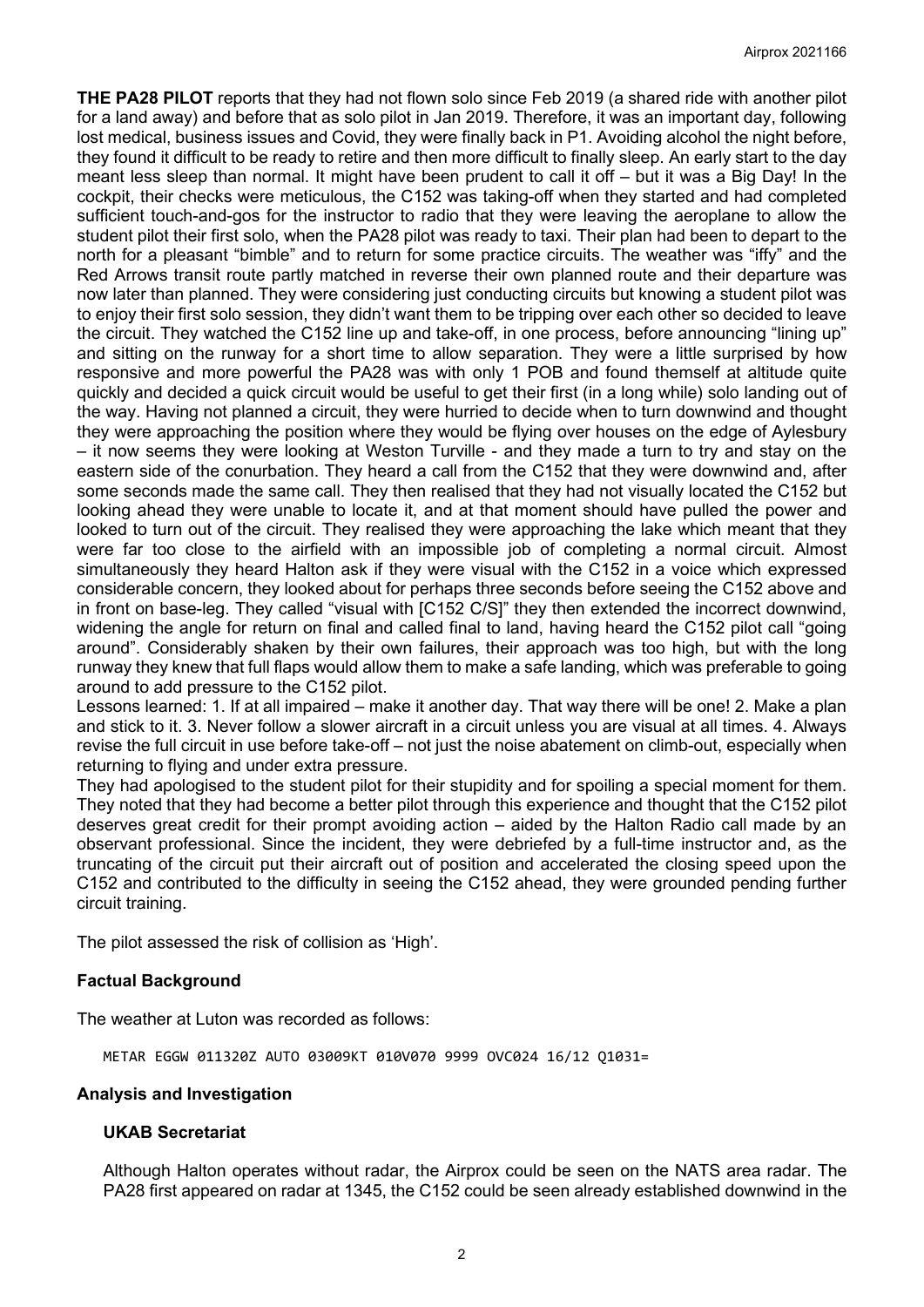**THE PA28 PILOT** reports that they had not flown solo since Feb 2019 (a shared ride with another pilot for a land away) and before that as solo pilot in Jan 2019. Therefore, it was an important day, following lost medical, business issues and Covid, they were finally back in P1. Avoiding alcohol the night before, they found it difficult to be ready to retire and then more difficult to finally sleep. An early start to the day meant less sleep than normal. It might have been prudent to call it off – but it was a Big Day! In the cockpit, their checks were meticulous, the C152 was taking-off when they started and had completed sufficient touch-and-gos for the instructor to radio that they were leaving the aeroplane to allow the student pilot their first solo, when the PA28 pilot was ready to taxi. Their plan had been to depart to the north for a pleasant "bimble" and to return for some practice circuits. The weather was "iffy" and the Red Arrows transit route partly matched in reverse their own planned route and their departure was now later than planned. They were considering just conducting circuits but knowing a student pilot was to enjoy their first solo session, they didn't want them to be tripping over each other so decided to leave the circuit. They watched the C152 line up and take-off, in one process, before announcing "lining up" and sitting on the runway for a short time to allow separation. They were a little surprised by how responsive and more powerful the PA28 was with only 1 POB and found themself at altitude quite quickly and decided a quick circuit would be useful to get their first (in a long while) solo landing out of the way. Having not planned a circuit, they were hurried to decide when to turn downwind and thought they were approaching the position where they would be flying over houses on the edge of Aylesbury – it now seems they were looking at Weston Turville - and they made a turn to try and stay on the eastern side of the conurbation. They heard a call from the C152 that they were downwind and, after some seconds made the same call. They then realised that they had not visually located the C152 but looking ahead they were unable to locate it, and at that moment should have pulled the power and looked to turn out of the circuit. They realised they were approaching the lake which meant that they were far too close to the airfield with an impossible job of completing a normal circuit. Almost simultaneously they heard Halton ask if they were visual with the C152 in a voice which expressed considerable concern, they looked about for perhaps three seconds before seeing the C152 above and in front on base-leg. They called "visual with [C152 C/S]" they then extended the incorrect downwind, widening the angle for return on final and called final to land, having heard the C152 pilot call "going around". Considerably shaken by their own failures, their approach was too high, but with the long runway they knew that full flaps would allow them to make a safe landing, which was preferable to going around to add pressure to the C152 pilot.

Lessons learned: 1. If at all impaired – make it another day. That way there will be one! 2. Make a plan and stick to it. 3. Never follow a slower aircraft in a circuit unless you are visual at all times. 4. Always revise the full circuit in use before take-off – not just the noise abatement on climb-out, especially when returning to flying and under extra pressure.

They had apologised to the student pilot for their stupidity and for spoiling a special moment for them. They noted that they had become a better pilot through this experience and thought that the C152 pilot deserves great credit for their prompt avoiding action – aided by the Halton Radio call made by an observant professional. Since the incident, they were debriefed by a full-time instructor and, as the truncating of the circuit put their aircraft out of position and accelerated the closing speed upon the C152 and contributed to the difficulty in seeing the C152 ahead, they were grounded pending further circuit training.

The pilot assessed the risk of collision as 'High'.

## Factual Background

The weather at Luton was recorded as follows:

```
METAR EGGW 011320Z AUTO 03009KT 010V070 9999 OVC024 16/12 Q1031=
```

## Analysis and Investigation

### UKAB Secretariat

Although Halton operates without radar, the Airprox could be seen on the NATS area radar. The PA28 first appeared on radar at 1345, the C152 could be seen already established downwind in the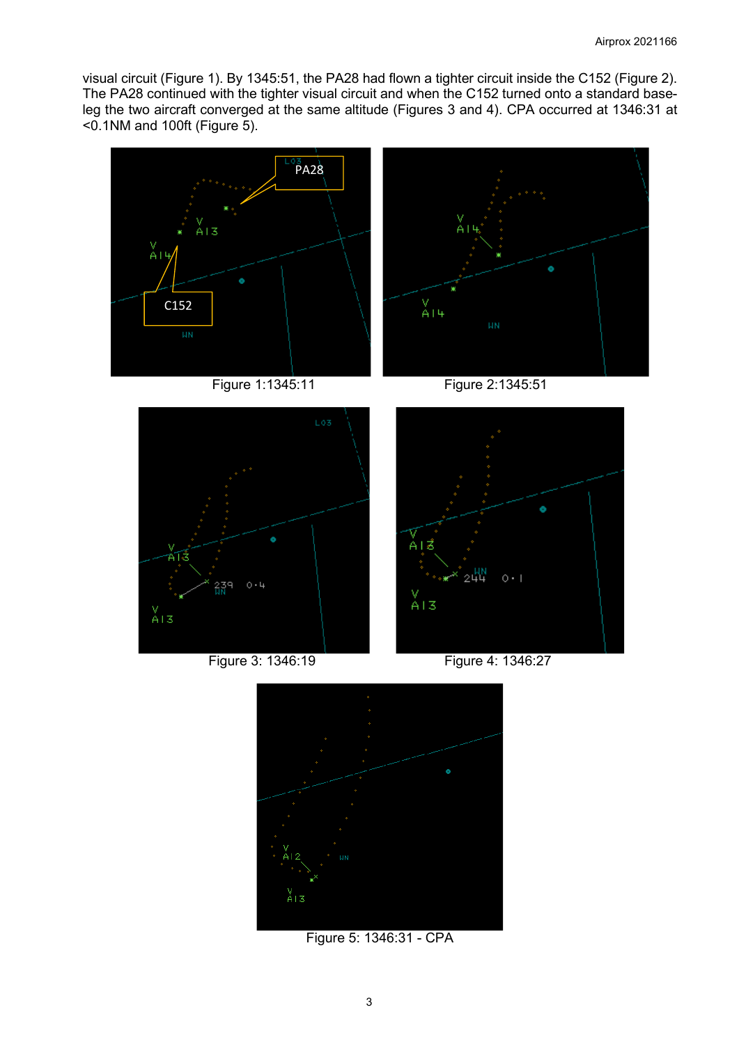visual circuit (Figure 1). By 1345:51, the PA28 had flown a tighter circuit inside the C152 (Figure 2). The PA28 continued with the tighter visual circuit and when the C152 turned onto a standard base-leg the two aircraft converged at the same altitude (Figures 3 and 4). CPA occurred at 1346:31 at <0.1NM and 100ft (Figure 5).

PA28

C152

Figure 1:1345:11

Figure 2:1345:51

Figure 3: 1346:19

Figure 4: 1346:27

Figure 5: 1346:31 - CPA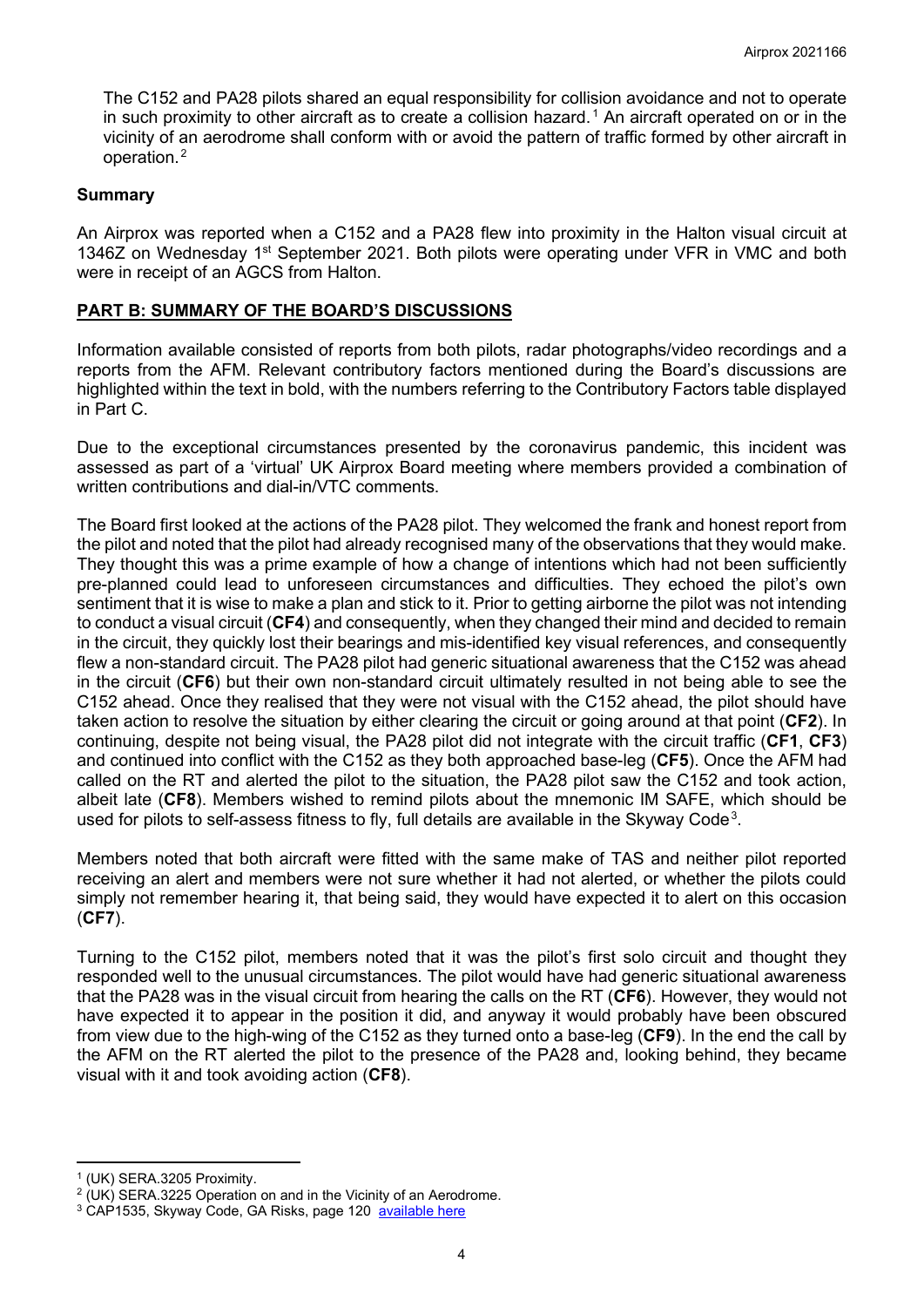The C152 and PA28 pilots shared an equal responsibility for collision avoidance and not to operate in such proximity to other aircraft as to create a collision hazard.[1] An aircraft operated on or in the vicinity of an aerodrome shall conform with or avoid the pattern of traffic formed by other aircraft in operation.[2]

## Summary

An Airprox was reported when a C152 and a PA28 flew into proximity in the Halton visual circuit at 1346Z on Wednesday 1st September 2021. Both pilots were operating under VFR in VMC and both were in receipt of an AGCS from Halton.

## PART B: SUMMARY OF THE BOARD'S DISCUSSIONS

Information available consisted of reports from both pilots, radar photographs/video recordings and a reports from the AFM. Relevant contributory factors mentioned during the Board's discussions are highlighted within the text in bold, with the numbers referring to the Contributory Factors table displayed in Part C.

Due to the exceptional circumstances presented by the coronavirus pandemic, this incident was assessed as part of a 'virtual' UK Airprox Board meeting where members provided a combination of written contributions and dial-in/VTC comments.

The Board first looked at the actions of the PA28 pilot. They welcomed the frank and honest report from the pilot and noted that the pilot had already recognised many of the observations that they would make. They thought this was a prime example of how a change of intentions which had not been sufficiently pre-planned could lead to unforeseen circumstances and difficulties. They echoed the pilot's own sentiment that it is wise to make a plan and stick to it. Prior to getting airborne the pilot was not intending to conduct a visual circuit (**CF4**) and consequently, when they changed their mind and decided to remain in the circuit, they quickly lost their bearings and mis-identified key visual references, and consequently flew a non-standard circuit. The PA28 pilot had generic situational awareness that the C152 was ahead in the circuit (**CF6**) but their own non-standard circuit ultimately resulted in not being able to see the C152 ahead. Once they realised that they were not visual with the C152 ahead, the pilot should have taken action to resolve the situation by either clearing the circuit or going around at that point (**CF2**). In continuing, despite not being visual, the PA28 pilot did not integrate with the circuit traffic (**CF1**, **CF3**) and continued into conflict with the C152 as they both approached base-leg (**CF5**). Once the AFM had called on the RT and alerted the pilot to the situation, the PA28 pilot saw the C152 and took action, albeit late (**CF8**). Members wished to remind pilots about the mnemonic IM SAFE, which should be used for pilots to self-assess fitness to fly, full details are available in the Skyway Code[3].

Members noted that both aircraft were fitted with the same make of TAS and neither pilot reported receiving an alert and members were not sure whether it had not alerted, or whether the pilots could simply not remember hearing it, that being said, they would have expected it to alert on this occasion (**CF7**).

Turning to the C152 pilot, members noted that it was the pilot's first solo circuit and thought they responded well to the unusual circumstances. The pilot would have had generic situational awareness that the PA28 was in the visual circuit from hearing the calls on the RT (**CF6**). However, they would not have expected it to appear in the position it did, and anyway it would probably have been obscured from view due to the high-wing of the C152 as they turned onto a base-leg (**CF9**). In the end the call by the AFM on the RT alerted the pilot to the presence of the PA28 and, looking behind, they became visual with it and took avoiding action (**CF8**).

---

[1] (UK) SERA.3205 Proximity.

[2] (UK) SERA.3225 Operation on and in the Vicinity of an Aerodrome.

[3] CAP1535, Skyway Code, GA Risks, page 120 available here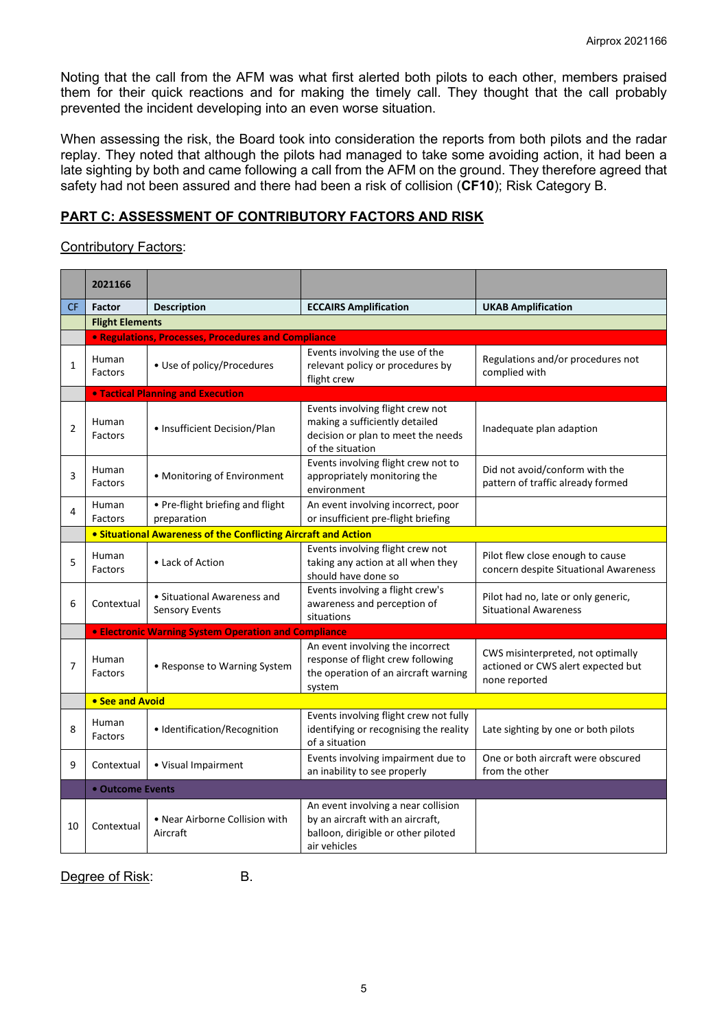Noting that the call from the AFM was what first alerted both pilots to each other, members praised them for their quick reactions and for making the timely call. They thought that the call probably prevented the incident developing into an even worse situation.

When assessing the risk, the Board took into consideration the reports from both pilots and the radar replay. They noted that although the pilots had managed to take some avoiding action, it had been a late sighting by both and came following a call from the AFM on the ground. They therefore agreed that safety had not been assured and there had been a risk of collision (**CF10**); Risk Category B.

## PART C: ASSESSMENT OF CONTRIBUTORY FACTORS AND RISK

Contributory Factors:

| | 2021166 | | | |
|---|---|---|---|---|
| CF | Factor | Description | ECCAIRS Amplification | UKAB Amplification |
| | **Flight Elements** | | | |
| | **• Regulations, Processes, Procedures and Compliance** | | | |
| 1 | Human Factors | • Use of policy/Procedures | Events involving the use of the relevant policy or procedures by flight crew | Regulations and/or procedures not complied with |
| | **• Tactical Planning and Execution** | | | |
| 2 | Human Factors | • Insufficient Decision/Plan | Events involving flight crew not making a sufficiently detailed decision or plan to meet the needs of the situation | Inadequate plan adaption |
| 3 | Human Factors | • Monitoring of Environment | Events involving flight crew not to appropriately monitoring the environment | Did not avoid/conform with the pattern of traffic already formed |
| 4 | Human Factors | • Pre-flight briefing and flight preparation | An event involving incorrect, poor or insufficient pre-flight briefing | |
| | **• Situational Awareness of the Conflicting Aircraft and Action** | | | |
| 5 | Human Factors | • Lack of Action | Events involving flight crew not taking any action at all when they should have done so | Pilot flew close enough to cause concern despite Situational Awareness |
| 6 | Contextual | • Situational Awareness and Sensory Events | Events involving a flight crew's awareness and perception of situations | Pilot had no, late or only generic, Situational Awareness |
| | **• Electronic Warning System Operation and Compliance** | | | |
| 7 | Human Factors | • Response to Warning System | An event involving the incorrect response of flight crew following the operation of an aircraft warning system | CWS misinterpreted, not optimally actioned or CWS alert expected but none reported |
| | **• See and Avoid** | | | |
| 8 | Human Factors | • Identification/Recognition | Events involving flight crew not fully identifying or recognising the reality of a situation | Late sighting by one or both pilots |
| 9 | Contextual | • Visual Impairment | Events involving impairment due to an inability to see properly | One or both aircraft were obscured from the other |
| | **• Outcome Events** | | | |
| 10 | Contextual | • Near Airborne Collision with Aircraft | An event involving a near collision by an aircraft with an aircraft, balloon, dirigible or other piloted air vehicles | |

Degree of Risk: B.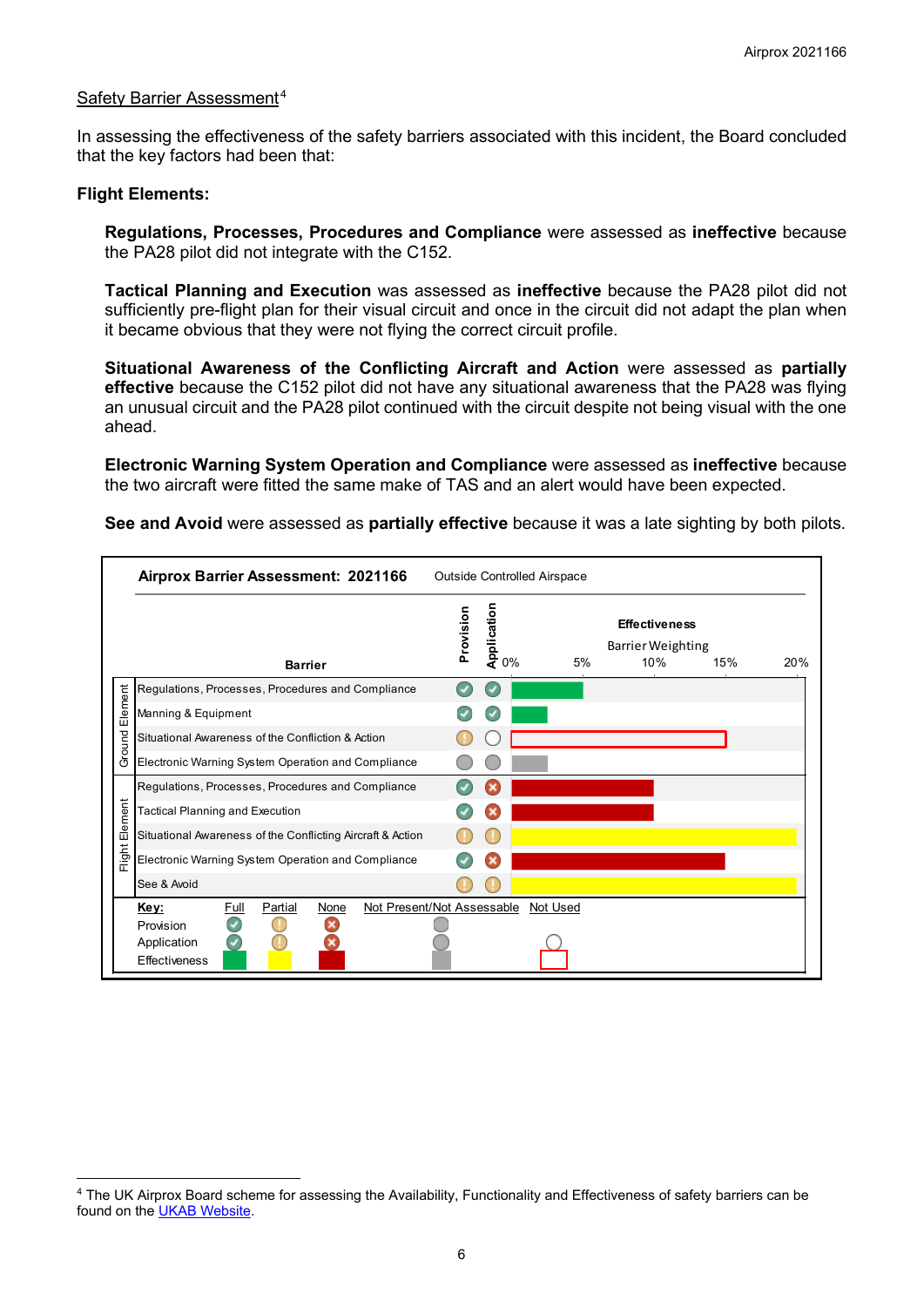## Safety Barrier Assessment[4]

In assessing the effectiveness of the safety barriers associated with this incident, the Board concluded that the key factors had been that:

**Flight Elements:**

**Regulations, Processes, Procedures and Compliance** were assessed as **ineffective** because the PA28 pilot did not integrate with the C152.

**Tactical Planning and Execution** was assessed as **ineffective** because the PA28 pilot did not sufficiently pre-flight plan for their visual circuit and once in the circuit did not adapt the plan when it became obvious that they were not flying the correct circuit profile.

**Situational Awareness of the Conflicting Aircraft and Action** were assessed as **partially effective** because the C152 pilot did not have any situational awareness that the PA28 was flying an unusual circuit and the PA28 pilot continued with the circuit despite not being visual with the one ahead.

**Electronic Warning System Operation and Compliance** were assessed as **ineffective** because the two aircraft were fitted the same make of TAS and an alert would have been expected.

**See and Avoid** were assessed as **partially effective** because it was a late sighting by both pilots.

**Airprox Barrier Assessment: 2021166**

Outside Controlled Airspace

Barrier

Provision

Application

Effectiveness

Barrier Weighting

0%

5%

10%

15%

20%

Ground Element

Regulations, Processes, Procedures and Compliance

Manning & Equipment

Situational Awareness of the Confliction & Action

Electronic Warning System Operation and Compliance

Flight Element

Regulations, Processes, Procedures and Compliance

Tactical Planning and Execution

Situational Awareness of the Conflicting Aircraft & Action

Electronic Warning System Operation and Compliance

See & Avoid

Key: Full Partial None Not Present/Not Assessable Not Used

Provision

Application

Effectiveness

---

[4] The UK Airprox Board scheme for assessing the Availability, Functionality and Effectiveness of safety barriers can be found on the [UKAB Website](UKAB Website).